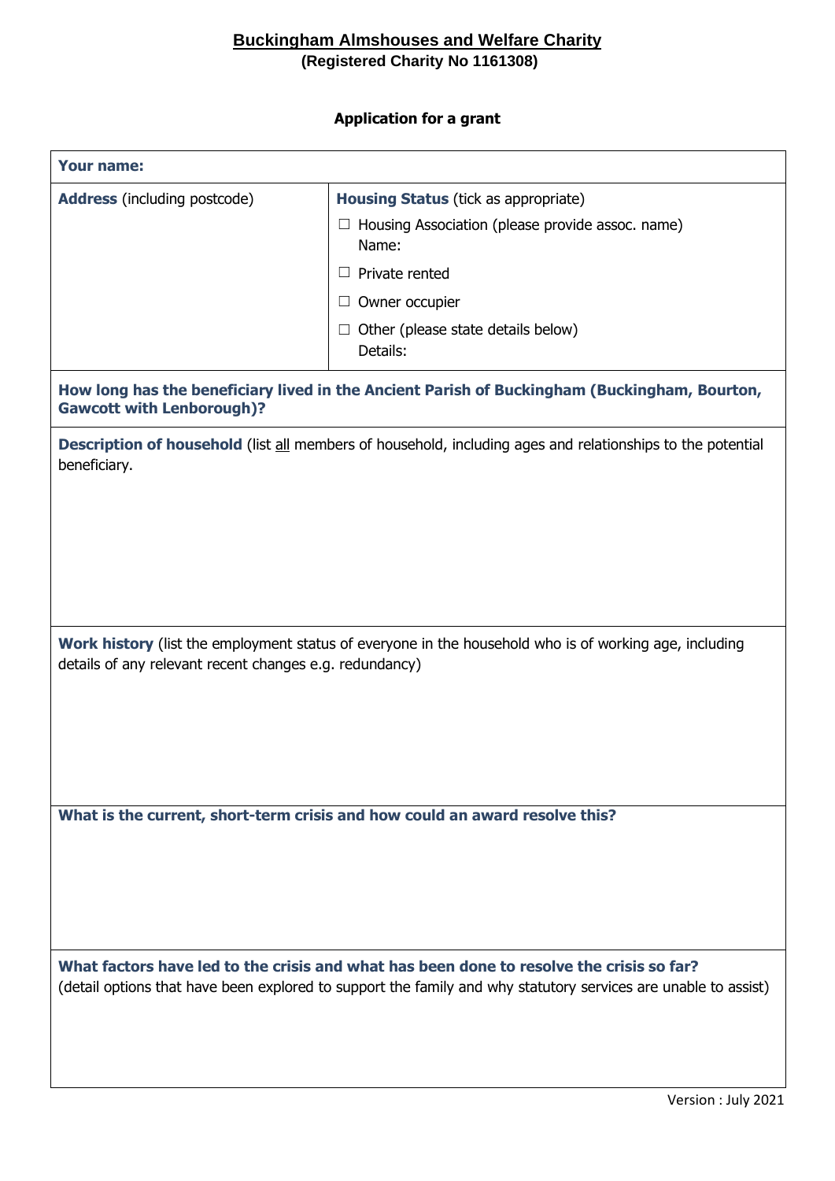## Buckingham Almshouses and Welfare Charity

**(Registered Charity No 1161308)**

### Application for a grant

| **Your name:** | |
|---|---|
| **Address** (including postcode) | **Housing Status** (tick as appropriate)<br>☐ Housing Association (please provide assoc. name)<br>Name:<br>☐ Private rented<br>☐ Owner occupier<br>☐ Other (please state details below)<br>Details: |
| **How long has the beneficiary lived in the Ancient Parish of Buckingham (Buckingham, Bourton, Gawcott with Lenborough)?** | |
| **Description of household** (list all members of household, including ages and relationships to the potential beneficiary. | |
| **Work history** (list the employment status of everyone in the household who is of working age, including details of any relevant recent changes e.g. redundancy) | |
| **What is the current, short-term crisis and how could an award resolve this?** | |
| **What factors have led to the crisis and what has been done to resolve the crisis so far?**<br>(detail options that have been explored to support the family and why statutory services are unable to assist) | |

Version : July 2021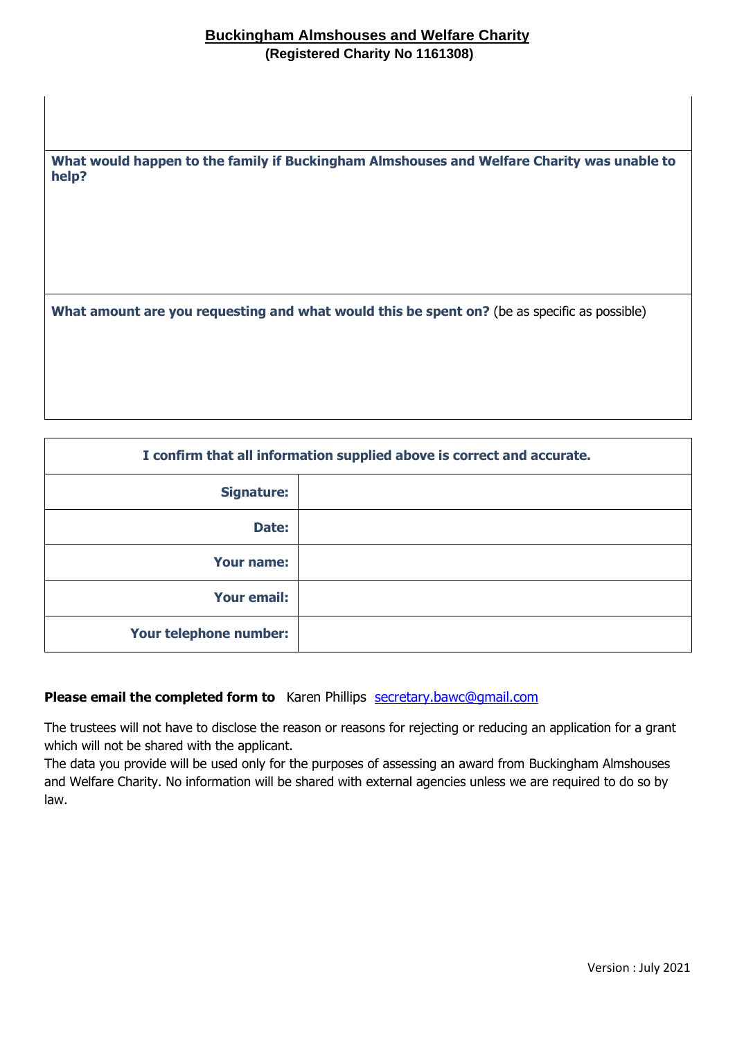**What would happen to the family if Buckingham Almshouses and Welfare Charity was unable to help?**

**What amount are you requesting and what would this be spent on?** (be as specific as possible)

| I confirm that all information supplied above is correct and accurate. | |
| --- | --- |
| **Signature:** | |
| **Date:** | |
| **Your name:** | |
| **Your email:** | |
| **Your telephone number:** | |

**Please email the completed form to** Karen Phillips secretary.bawc@gmail.com

The trustees will not have to disclose the reason or reasons for rejecting or reducing an application for a grant which will not be shared with the applicant.

The data you provide will be used only for the purposes of assessing an award from Buckingham Almshouses and Welfare Charity. No information will be shared with external agencies unless we are required to do so by law.

Version : July 2021